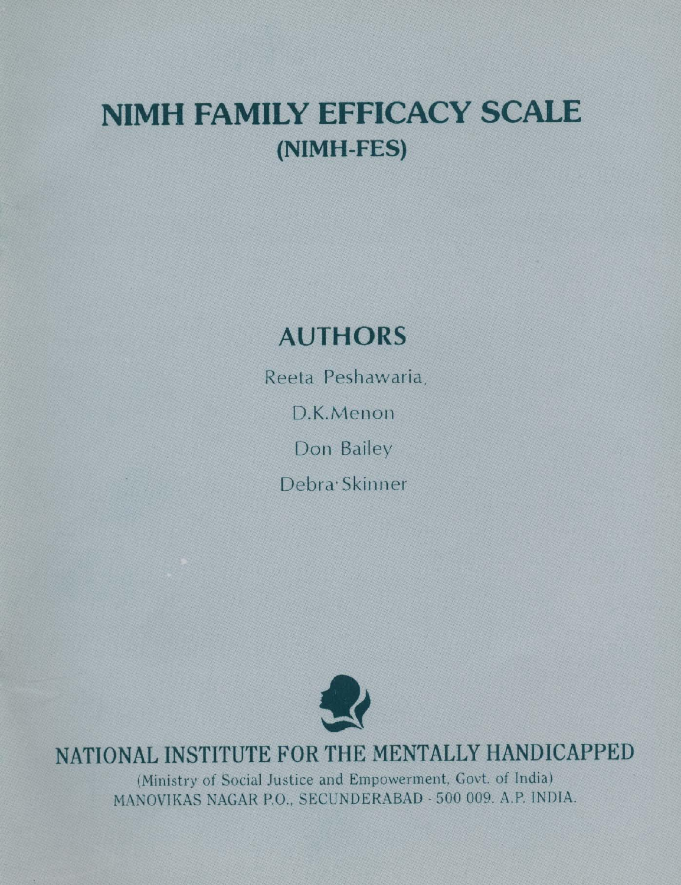# NIMH FAMILY EFFICACY SCALE
## (NIMH-FES)

## AUTHORS

Reeta Peshawaria,

D.K.Menon

Don Bailey

Debra Skinner

## NATIONAL INSTITUTE FOR THE MENTALLY HANDICAPPED

(Ministry of Social Justice and Empowerment, Govt. of India)
MANOVIKAS NAGAR P.O., SECUNDERABAD - 500 009. A.P. INDIA.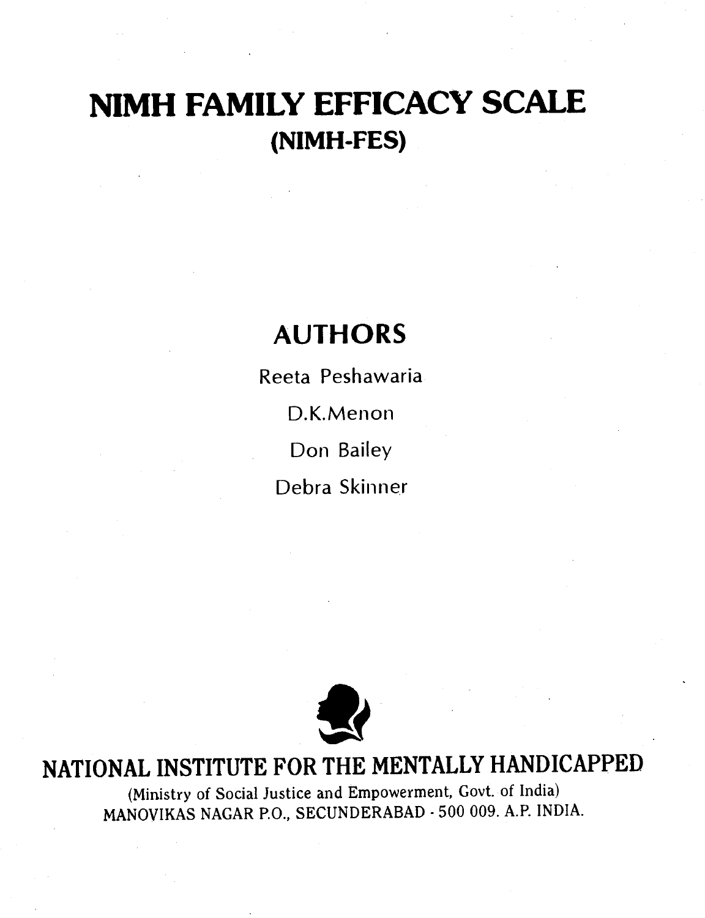# NIMH FAMILY EFFICACY SCALE

## (NIMH-FES)

## AUTHORS

Reeta Peshawaria

D.K.Menon

Don Bailey

Debra Skinner

## NATIONAL INSTITUTE FOR THE MENTALLY HANDICAPPED

(Ministry of Social Justice and Empowerment, Govt. of India)
MANOVIKAS NAGAR P.O., SECUNDERABAD - 500 009. A.P. INDIA.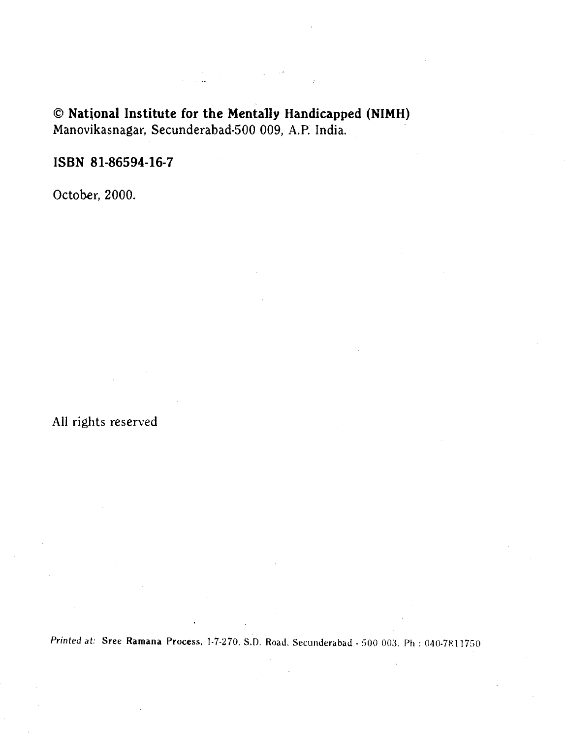© **National Institute for the Mentally Handicapped (NIMH)**
Manovikasnagar, Secunderabad-500 009, A.P. India.

**ISBN 81-86594-16-7**

October, 2000.

All rights reserved

*Printed at:* **Sree Ramana Process**, 1-7-270, S.D. Road, Secunderabad - 500 003. Ph : 040-7811750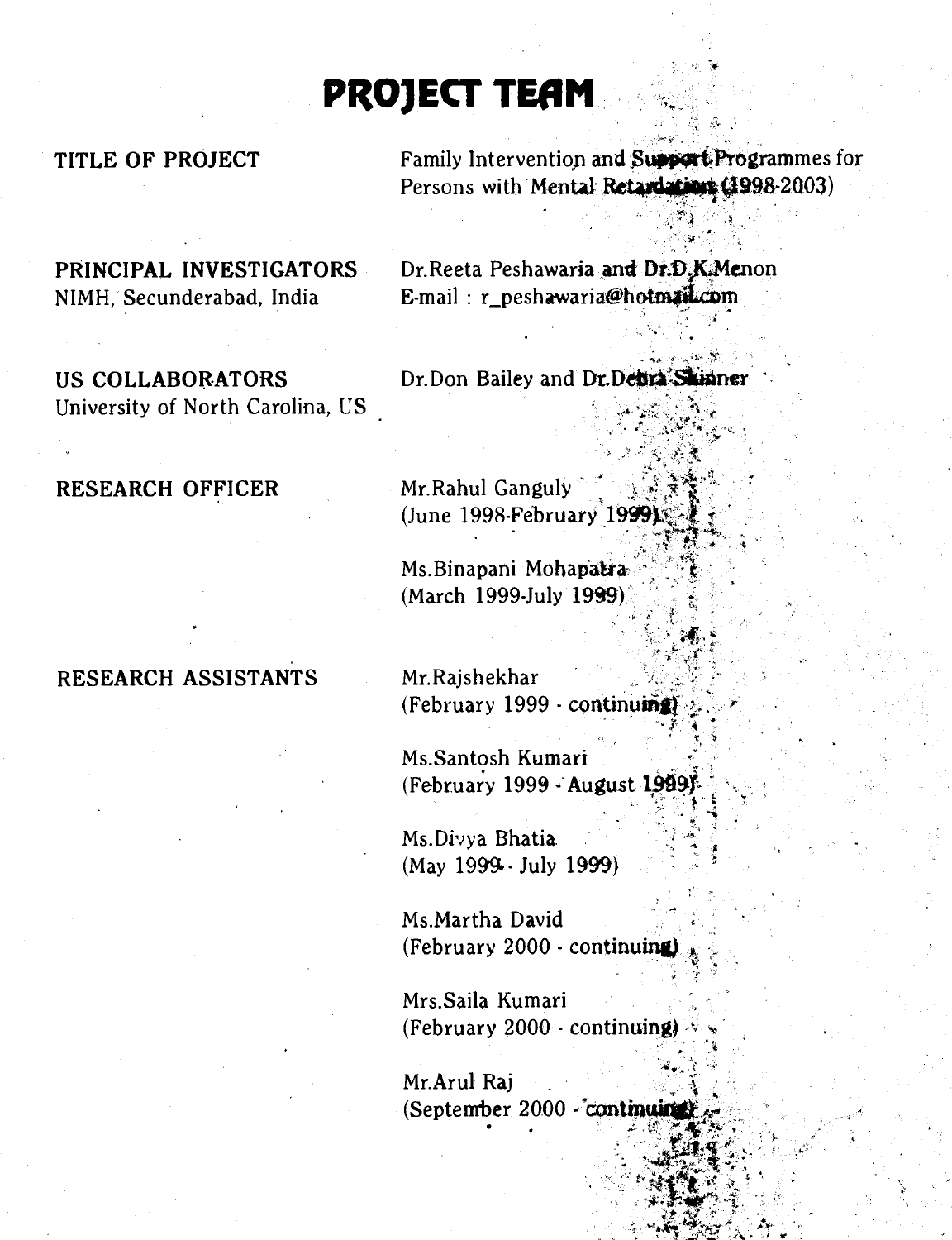# PROJECT TEAM

| | |
|---|---|
| TITLE OF PROJECT | Family Intervention and Support Programmes for Persons with Mental Retardation (1998-2003) |
| PRINCIPAL INVESTIGATORS<br>NIMH, Secunderabad, India | Dr.Reeta Peshawaria and Dr.D.K.Menon<br>E-mail : r_peshawaria@hotmail.com |
| US COLLABORATORS<br>University of North Carolina, US | Dr.Don Bailey and Dr.Debra Skinner |
| RESEARCH OFFICER | Mr.Rahul Ganguly<br>(June 1998-February 1999)<br><br>Ms.Binapani Mohapatra<br>(March 1999-July 1999) |
| RESEARCH ASSISTANTS | Mr.Rajshekhar<br>(February 1999 - continuing)<br><br>Ms.Santosh Kumari<br>(February 1999 - August 1999)<br><br>Ms.Divya Bhatia<br>(May 1999 - July 1999)<br><br>Ms.Martha David<br>(February 2000 - continuing)<br><br>Mrs.Saila Kumari<br>(February 2000 - continuing)<br><br>Mr.Arul Raj<br>(September 2000 - continuing) |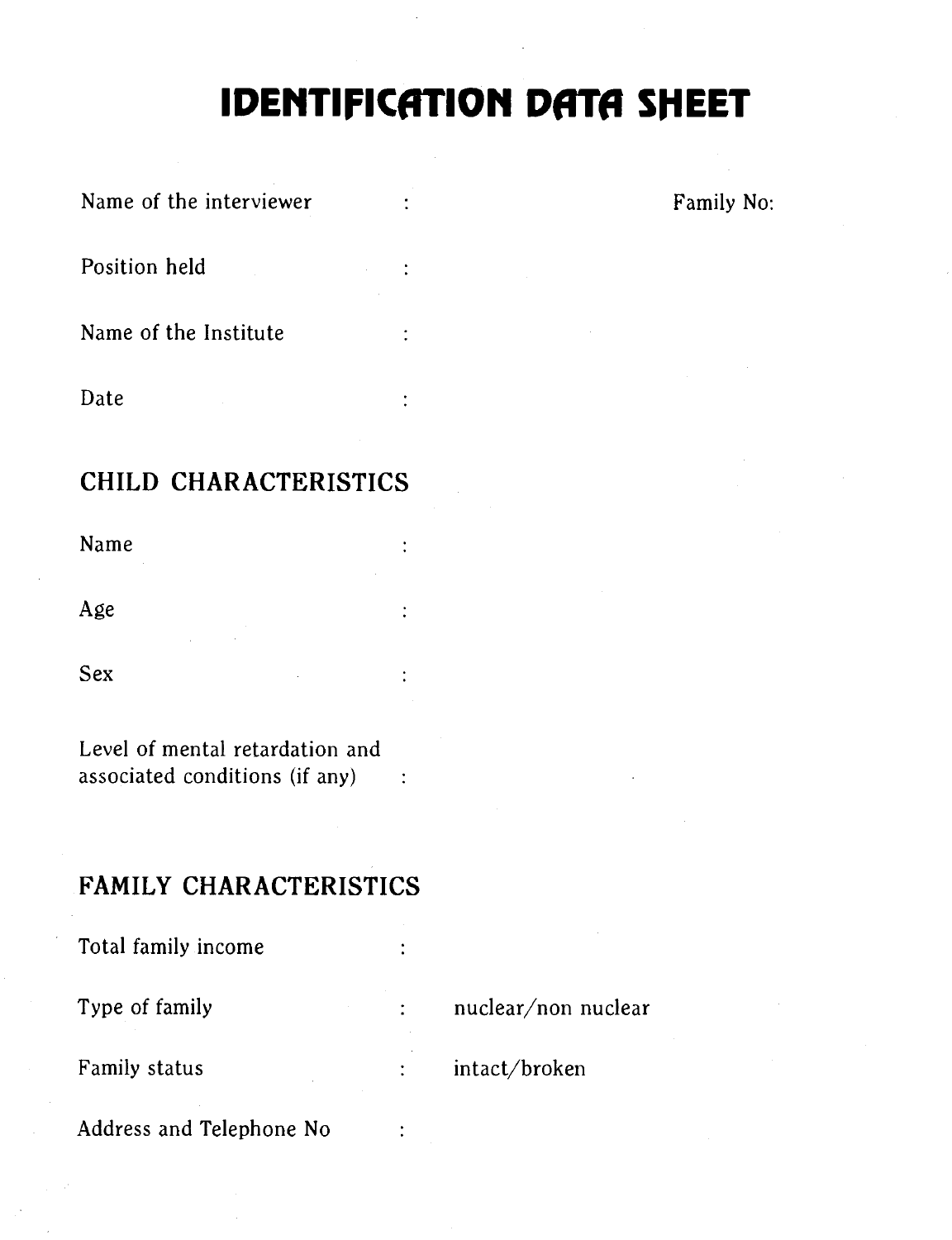# IDENTIFICATION DATA SHEET

Name of the interviewer : Family No:

Position held :

Name of the Institute :

Date :

## CHILD CHARACTERISTICS

Name :

Age :

Sex :

Level of mental retardation and associated conditions (if any) :

## FAMILY CHARACTERISTICS

Total family income :

Type of family : nuclear/non nuclear

Family status : intact/broken

Address and Telephone No :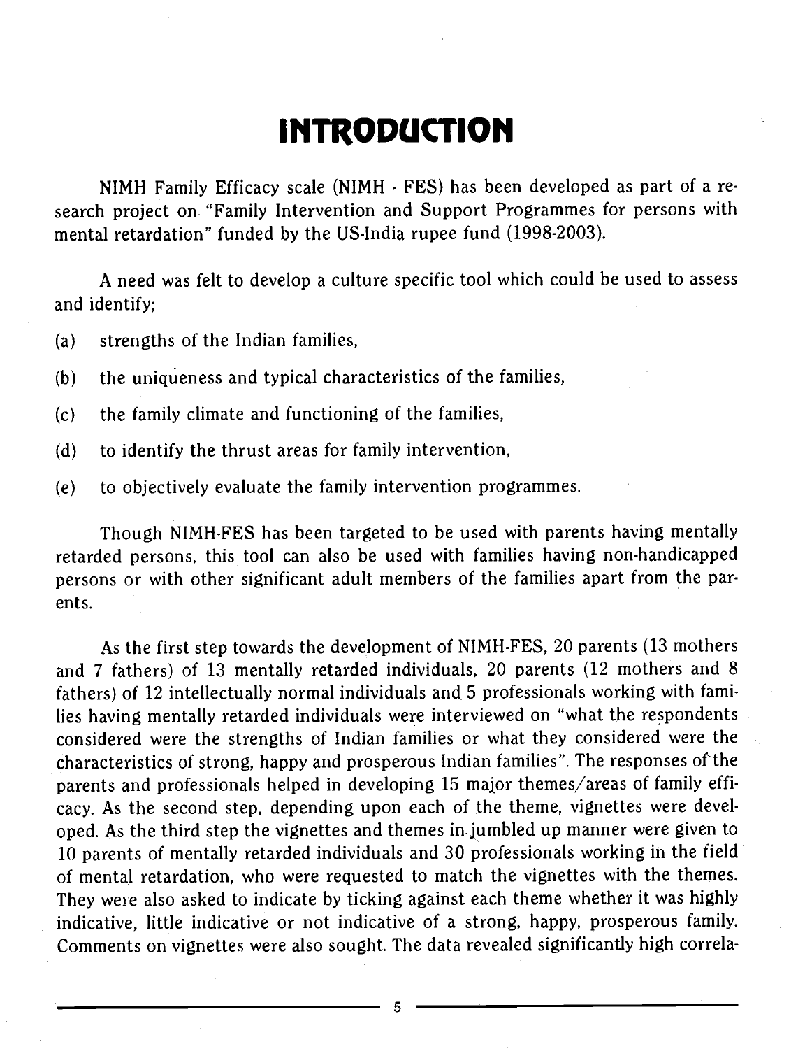# INTRODUCTION

NIMH Family Efficacy scale (NIMH - FES) has been developed as part of a research project on "Family Intervention and Support Programmes for persons with mental retardation" funded by the US-India rupee fund (1998-2003).

A need was felt to develop a culture specific tool which could be used to assess and identify;

(a) strengths of the Indian families,

(b) the uniqueness and typical characteristics of the families,

(c) the family climate and functioning of the families,

(d) to identify the thrust areas for family intervention,

(e) to objectively evaluate the family intervention programmes.

Though NIMH-FES has been targeted to be used with parents having mentally retarded persons, this tool can also be used with families having non-handicapped persons or with other significant adult members of the families apart from the parents.

As the first step towards the development of NIMH-FES, 20 parents (13 mothers and 7 fathers) of 13 mentally retarded individuals, 20 parents (12 mothers and 8 fathers) of 12 intellectually normal individuals and 5 professionals working with families having mentally retarded individuals were interviewed on "what the respondents considered were the strengths of Indian families or what they considered were the characteristics of strong, happy and prosperous Indian families". The responses of the parents and professionals helped in developing 15 major themes/areas of family efficacy. As the second step, depending upon each of the theme, vignettes were developed. As the third step the vignettes and themes in jumbled up manner were given to 10 parents of mentally retarded individuals and 30 professionals working in the field of mental retardation, who were requested to match the vignettes with the themes. They were also asked to indicate by ticking against each theme whether it was highly indicative, little indicative or not indicative of a strong, happy, prosperous family. Comments on vignettes were also sought. The data revealed significantly high correla-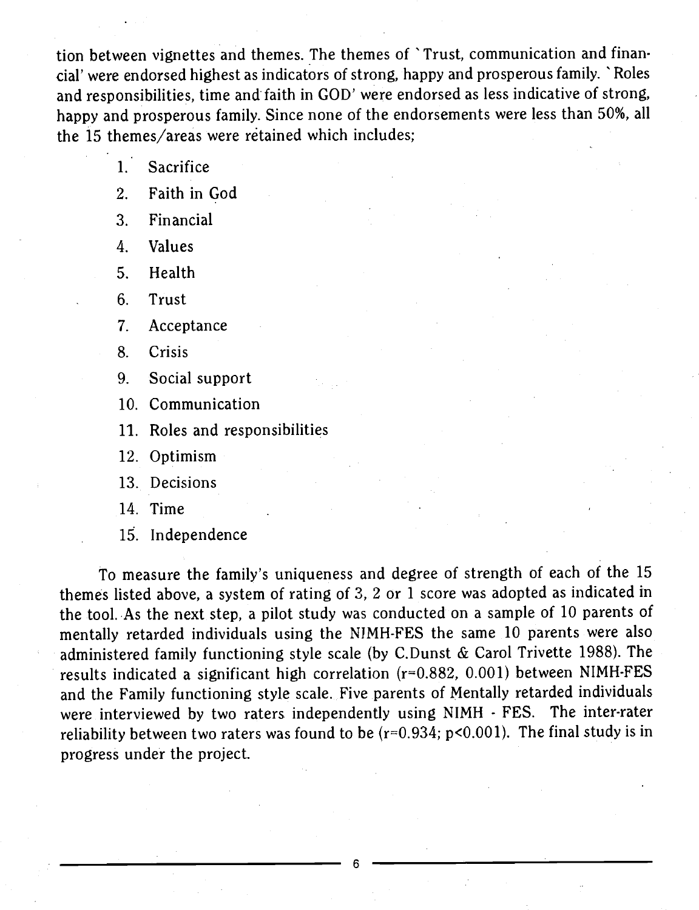tion between vignettes and themes. The themes of `Trust, communication and financial' were endorsed highest as indicators of strong, happy and prosperous family. `Roles and responsibilities, time and faith in GOD' were endorsed as less indicative of strong, happy and prosperous family. Since none of the endorsements were less than 50%, all the 15 themes/areas were retained which includes;

1. Sacrifice
2. Faith in God
3. Financial
4. Values
5. Health
6. Trust
7. Acceptance
8. Crisis
9. Social support
10. Communication
11. Roles and responsibilities
12. Optimism
13. Decisions
14. Time
15. Independence

To measure the family's uniqueness and degree of strength of each of the 15 themes listed above, a system of rating of 3, 2 or 1 score was adopted as indicated in the tool. As the next step, a pilot study was conducted on a sample of 10 parents of mentally retarded individuals using the NIMH-FES the same 10 parents were also administered family functioning style scale (by C.Dunst & Carol Trivette 1988). The results indicated a significant high correlation ($r=0.882$, 0.001) between NIMH-FES and the Family functioning style scale. Five parents of Mentally retarded individuals were interviewed by two raters independently using NIMH - FES. The inter-rater reliability between two raters was found to be ($r=0.934$; $p<0.001$). The final study is in progress under the project.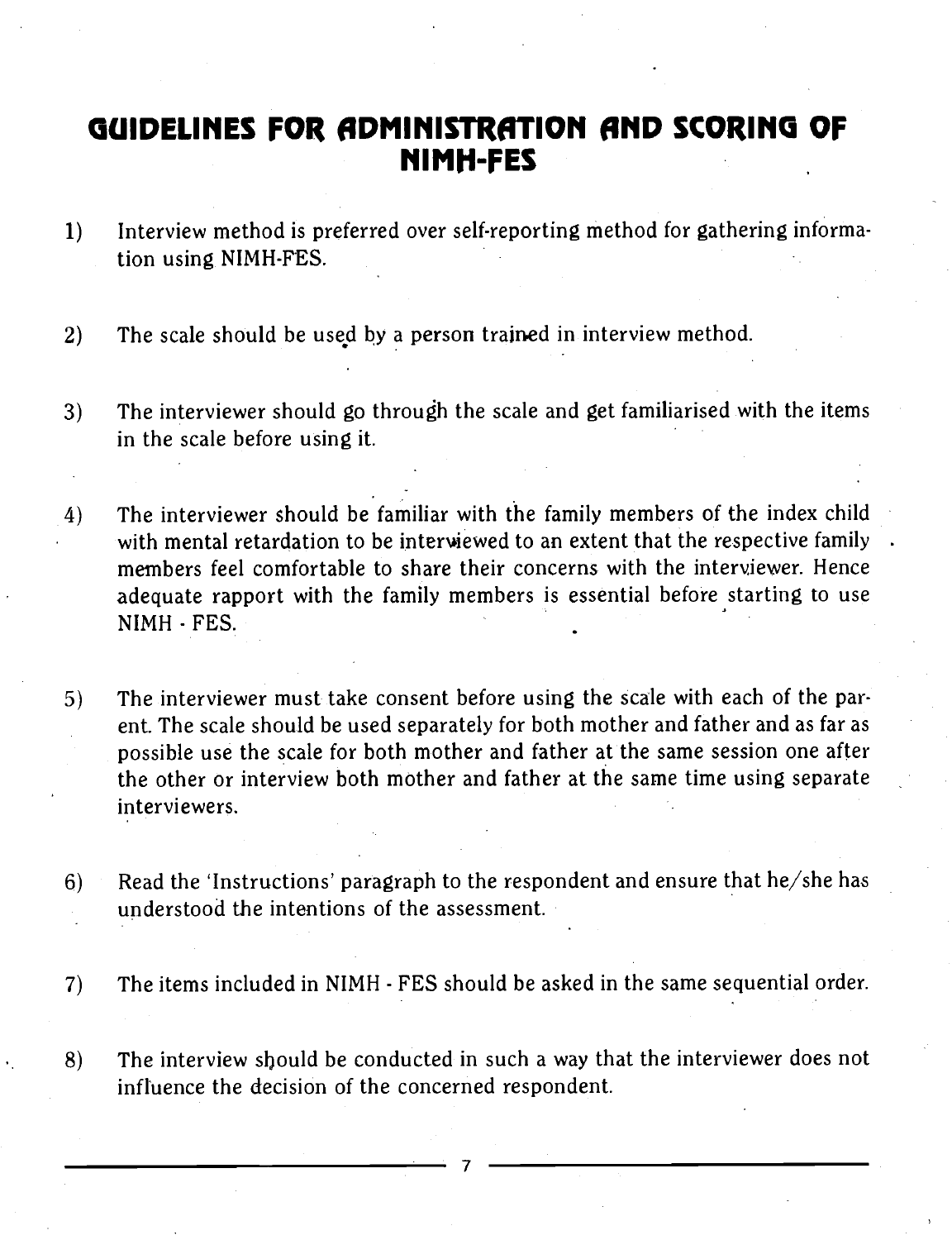# GUIDELINES FOR ADMINISTRATION AND SCORING OF NIMH-FES

1) Interview method is preferred over self-reporting method for gathering information using NIMH-FES.

2) The scale should be used by a person trained in interview method.

3) The interviewer should go through the scale and get familiarised with the items in the scale before using it.

4) The interviewer should be familiar with the family members of the index child with mental retardation to be interviewed to an extent that the respective family members feel comfortable to share their concerns with the interviewer. Hence adequate rapport with the family members is essential before starting to use NIMH - FES.

5) The interviewer must take consent before using the scale with each of the parent. The scale should be used separately for both mother and father and as far as possible use the scale for both mother and father at the same session one after the other or interview both mother and father at the same time using separate interviewers.

6) Read the 'Instructions' paragraph to the respondent and ensure that he/she has understood the intentions of the assessment.

7) The items included in NIMH - FES should be asked in the same sequential order.

8) The interview should be conducted in such a way that the interviewer does not influence the decision of the concerned respondent.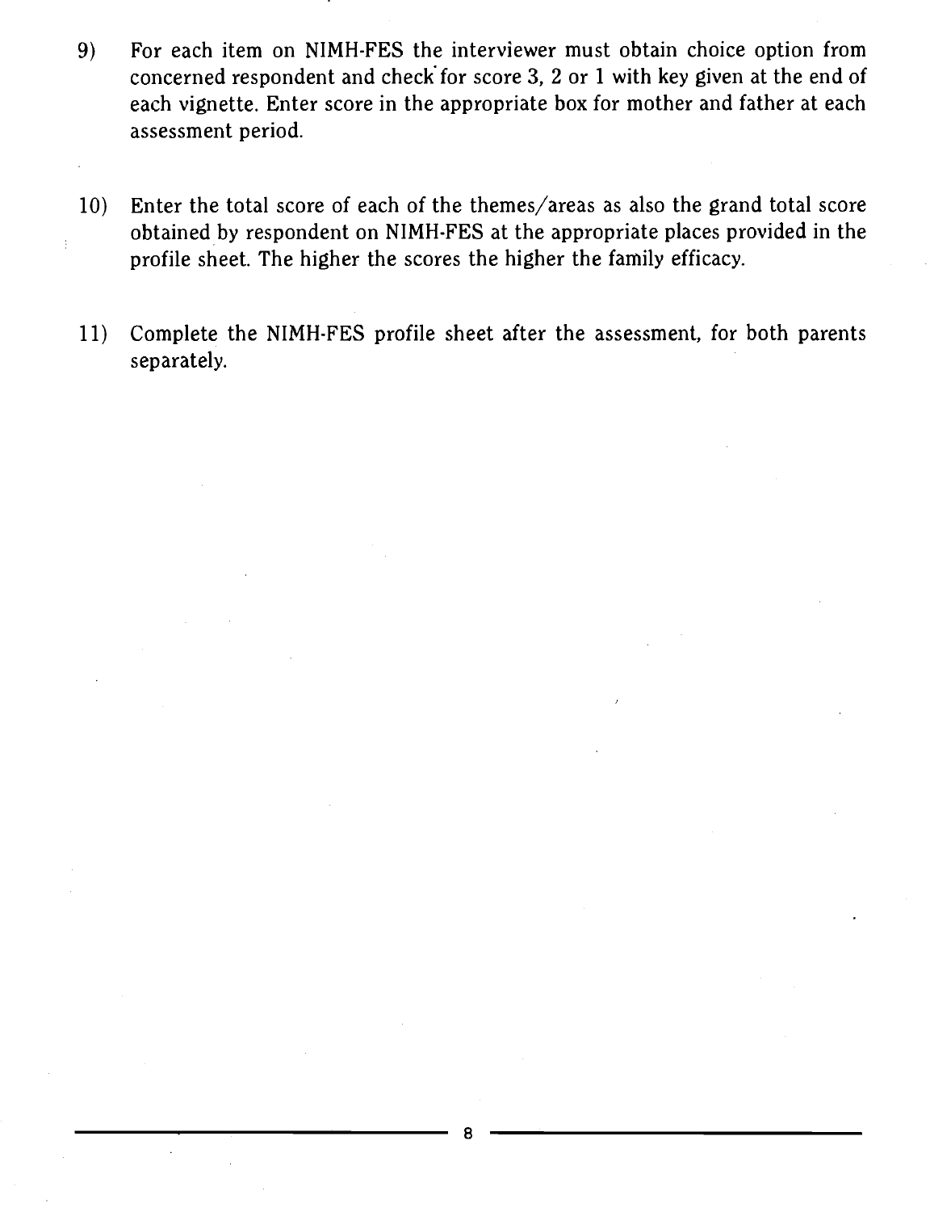9) For each item on NIMH-FES the interviewer must obtain choice option from concerned respondent and check for score 3, 2 or 1 with key given at the end of each vignette. Enter score in the appropriate box for mother and father at each assessment period.

10) Enter the total score of each of the themes/areas as also the grand total score obtained by respondent on NIMH-FES at the appropriate places provided in the profile sheet. The higher the scores the higher the family efficacy.

11) Complete the NIMH-FES profile sheet after the assessment, for both parents separately.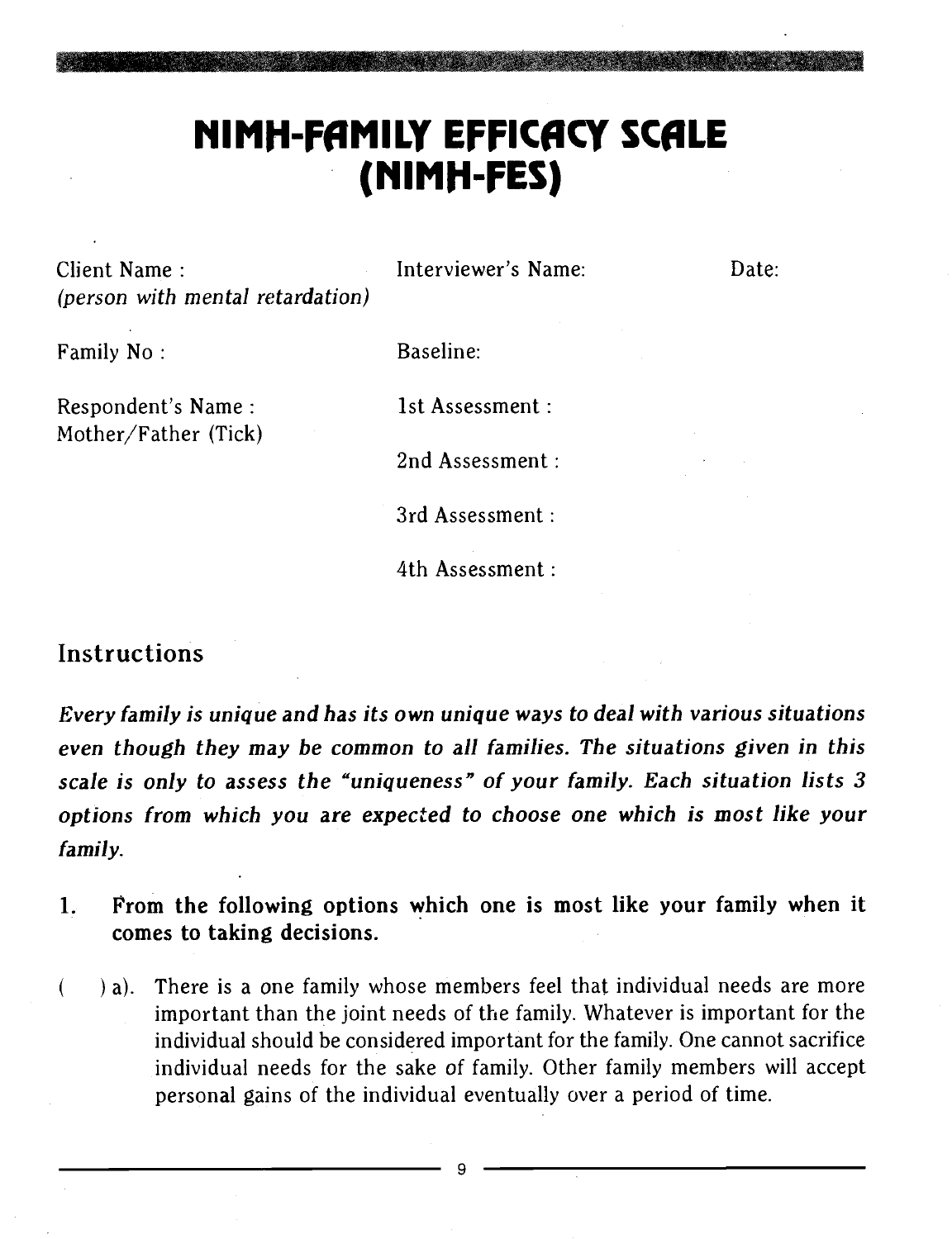# NIMH-FAMILY EFFICACY SCALE (NIMH-FES)

Client Name :
*(person with mental retardation)*

Interviewer's Name:

Date:

Family No :

Baseline:

Respondent's Name :
Mother/Father (Tick)

1st Assessment :

2nd Assessment :

3rd Assessment :

4th Assessment :

## Instructions

***Every family is unique and has its own unique ways to deal with various situations even though they may be common to all families. The situations given in this scale is only to assess the "uniqueness" of your family. Each situation lists 3 options from which you are expected to choose one which is most like your family.***

**1. From the following options which one is most like your family when it comes to taking decisions.**

( ) a). There is a one family whose members feel that individual needs are more important than the joint needs of the family. Whatever is important for the individual should be considered important for the family. One cannot sacrifice individual needs for the sake of family. Other family members will accept personal gains of the individual eventually over a period of time.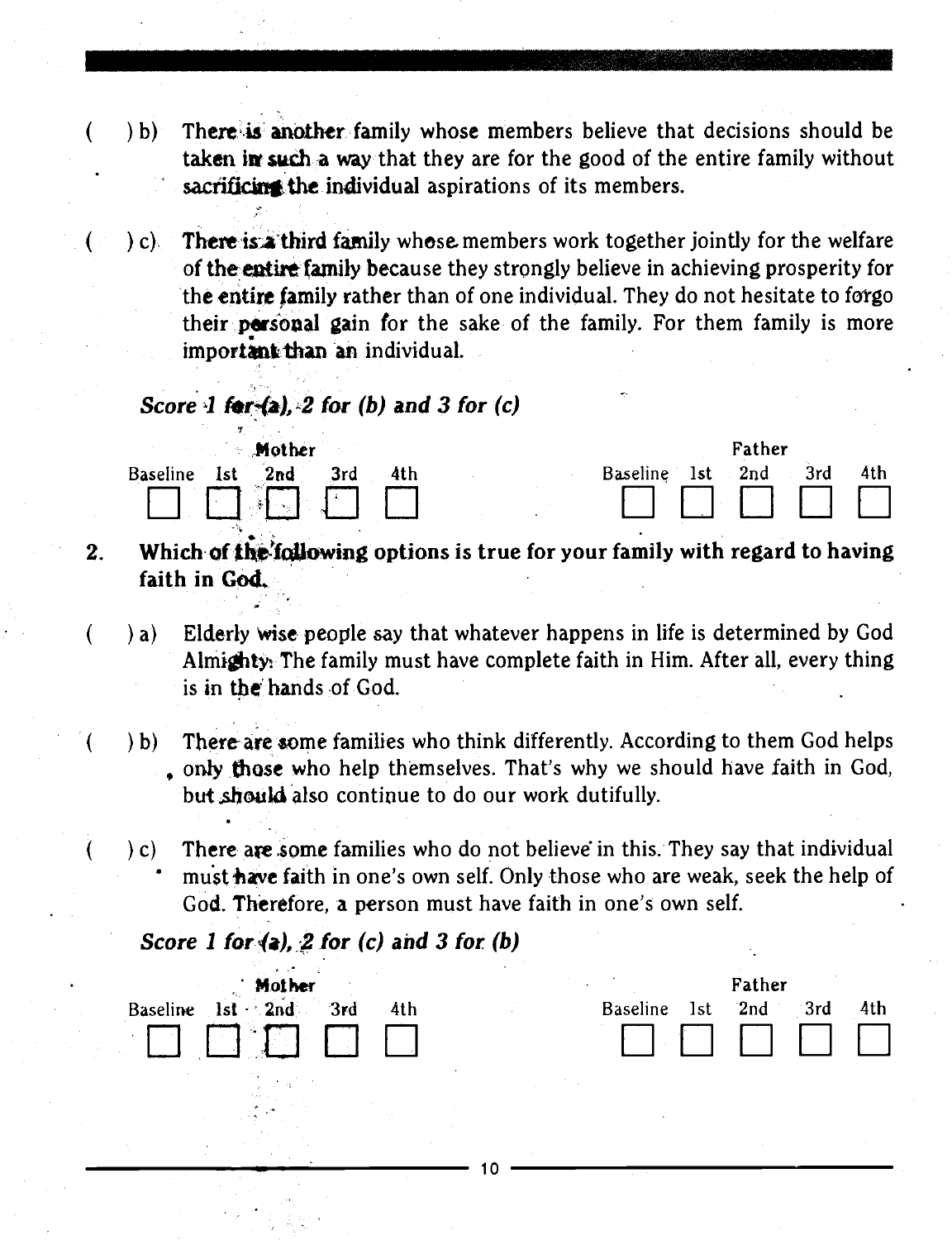( ) b) There is another family whose members believe that decisions should be taken in such a way that they are for the good of the entire family without sacrificing the individual aspirations of its members.

( ) c) There is a third family whose members work together jointly for the welfare of the entire family because they strongly believe in achieving prosperity for the entire family rather than of one individual. They do not hesitate to forgo their personal gain for the sake of the family. For them family is more important than an individual.

*Score 1 for (a), 2 for (b) and 3 for (c)*

| Mother | | | | | Father | | | | |
|---|---|---|---|---|---|---|---|---|---|
| Baseline | 1st | 2nd | 3rd | 4th | Baseline | 1st | 2nd | 3rd | 4th |
| ☐ | ☐ | ☐ | ☐ | ☐ | ☐ | ☐ | ☐ | ☐ | ☐ |

**2. Which of the following options is true for your family with regard to having faith in God.**

( ) a) Elderly wise people say that whatever happens in life is determined by God Almighty. The family must have complete faith in Him. After all, every thing is in the hands of God.

( ) b) There are some families who think differently. According to them God helps only those who help themselves. That's why we should have faith in God, but should also continue to do our work dutifully.

( ) c) There are some families who do not believe in this. They say that individual must have faith in one's own self. Only those who are weak, seek the help of God. Therefore, a person must have faith in one's own self.

*Score 1 for (a), 2 for (c) and 3 for (b)*

| Mother | | | | | Father | | | | |
|---|---|---|---|---|---|---|---|---|---|
| Baseline | 1st | 2nd | 3rd | 4th | Baseline | 1st | 2nd | 3rd | 4th |
| ☐ | ☐ | ☐ | ☐ | ☐ | ☐ | ☐ | ☐ | ☐ | ☐ |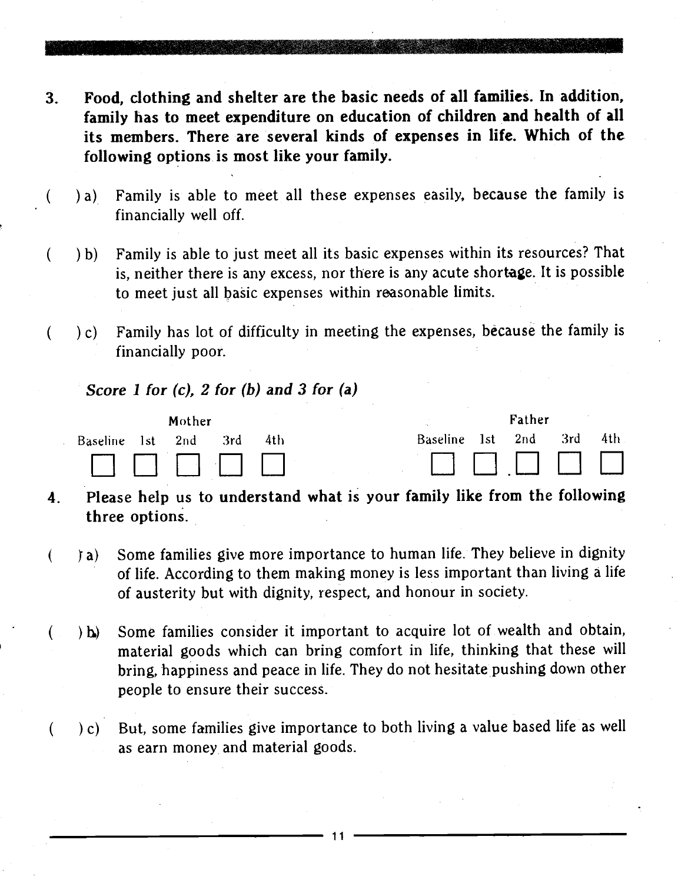3. **Food, clothing and shelter are the basic needs of all families. In addition, family has to meet expenditure on education of children and health of all its members. There are several kinds of expenses in life. Which of the following options is most like your family.**

( ) a) Family is able to meet all these expenses easily, because the family is financially well off.

( ) b) Family is able to just meet all its basic expenses within its resources? That is, neither there is any excess, nor there is any acute shortage. It is possible to meet just all basic expenses within reasonable limits.

( ) c) Family has lot of difficulty in meeting the expenses, because the family is financially poor.

*Score 1 for (c), 2 for (b) and 3 for (a)*

| Mother | | | | | Father | | | | |
|---|---|---|---|---|---|---|---|---|---|
| Baseline | 1st | 2nd | 3rd | 4th | Baseline | 1st | 2nd | 3rd | 4th |
| ☐ | ☐ | ☐ | ☐ | ☐ | ☐ | ☐ | ☐ | ☐ | ☐ |

4. **Please help us to understand what is your family like from the following three options.**

( ) a) Some families give more importance to human life. They believe in dignity of life. According to them making money is less important than living a life of austerity but with dignity, respect, and honour in society.

( ) b) Some families consider it important to acquire lot of wealth and obtain, material goods which can bring comfort in life, thinking that these will bring, happiness and peace in life. They do not hesitate pushing down other people to ensure their success.

( ) c) But, some families give importance to both living a value based life as well as earn money and material goods.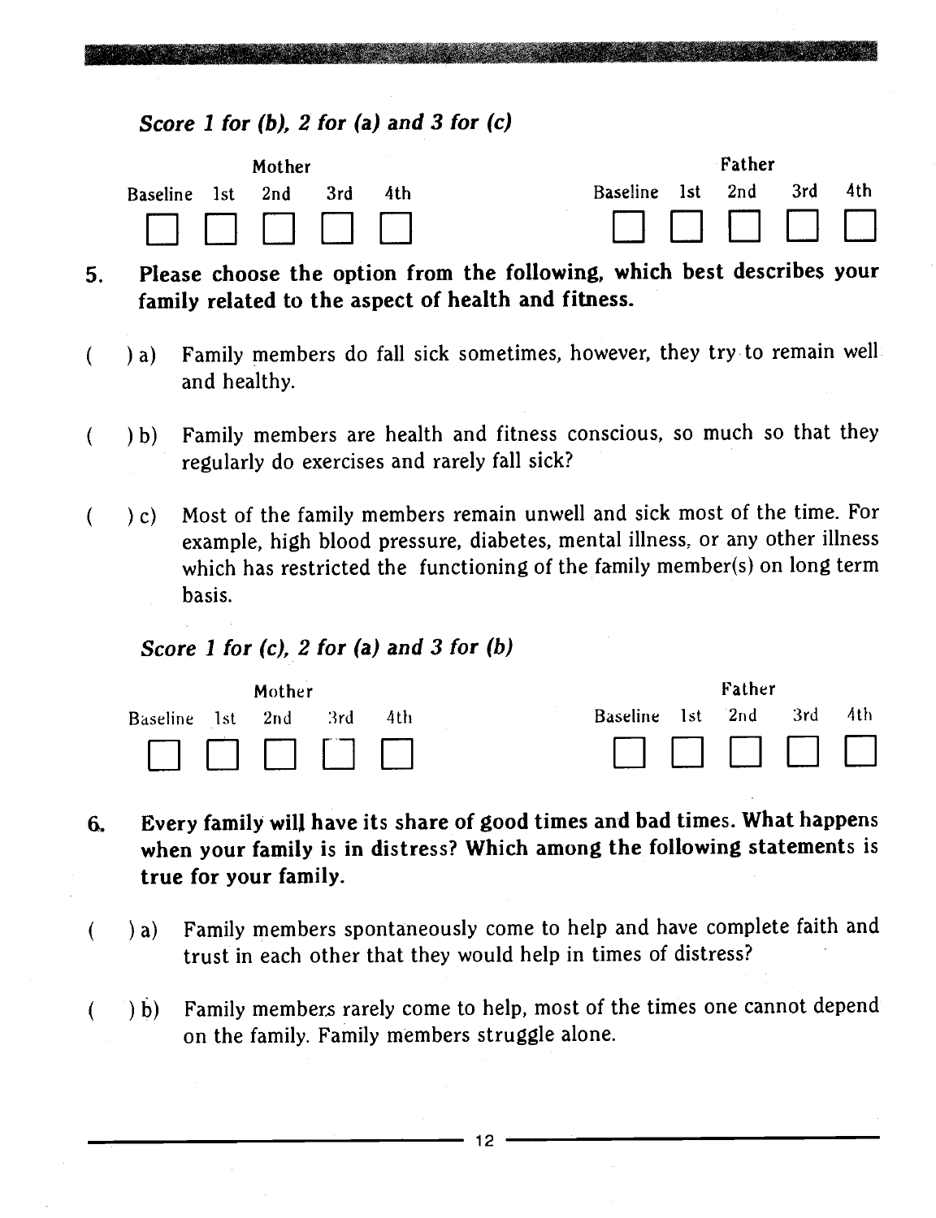*Score 1 for (b), 2 for (a) and 3 for (c)*

| Mother | | | | | Father | | | | |
|---|---|---|---|---|---|---|---|---|---|
| Baseline | 1st | 2nd | 3rd | 4th | Baseline | 1st | 2nd | 3rd | 4th |
| ☐ | ☐ | ☐ | ☐ | ☐ | ☐ | ☐ | ☐ | ☐ | ☐ |

**5. Please choose the option from the following, which best describes your family related to the aspect of health and fitness.**

( ) a) Family members do fall sick sometimes, however, they try to remain well and healthy.

( ) b) Family members are health and fitness conscious, so much so that they regularly do exercises and rarely fall sick?

( ) c) Most of the family members remain unwell and sick most of the time. For example, high blood pressure, diabetes, mental illness, or any other illness which has restricted the functioning of the family member(s) on long term basis.

*Score 1 for (c), 2 for (a) and 3 for (b)*

| Mother | | | | | Father | | | | |
|---|---|---|---|---|---|---|---|---|---|
| Baseline | 1st | 2nd | 3rd | 4th | Baseline | 1st | 2nd | 3rd | 4th |
| ☐ | ☐ | ☐ | ☐ | ☐ | ☐ | ☐ | ☐ | ☐ | ☐ |

**6. Every family will have its share of good times and bad times. What happens when your family is in distress? Which among the following statements is true for your family.**

( ) a) Family members spontaneously come to help and have complete faith and trust in each other that they would help in times of distress?

( ) b) Family members rarely come to help, most of the times one cannot depend on the family. Family members struggle alone.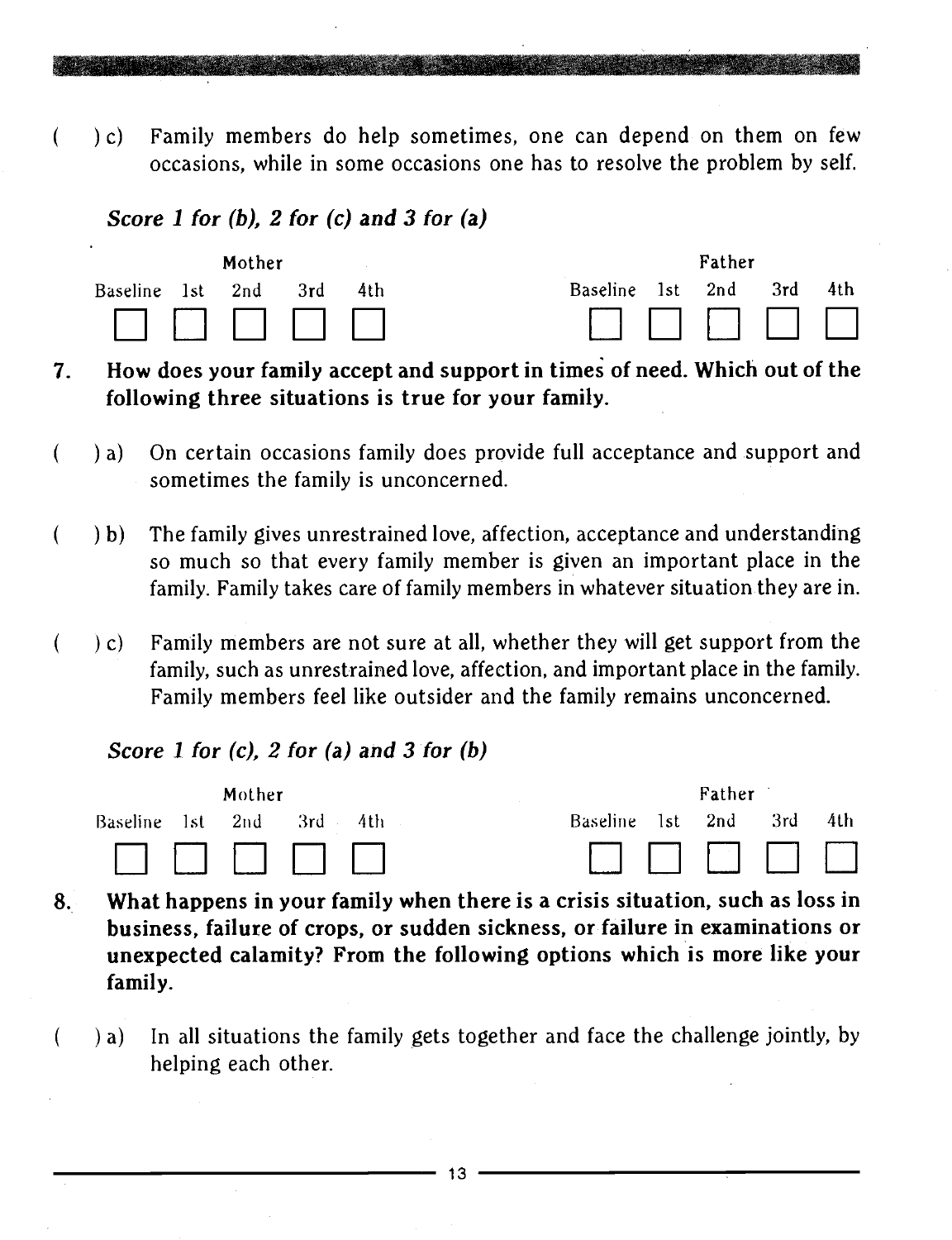( ) c) Family members do help sometimes, one can depend on them on few occasions, while in some occasions one has to resolve the problem by self.

***Score 1 for (b), 2 for (c) and 3 for (a)***

| Mother | | | | | Father | | | | |
|---|---|---|---|---|---|---|---|---|---|
| Baseline | 1st | 2nd | 3rd | 4th | Baseline | 1st | 2nd | 3rd | 4th |
| ☐ | ☐ | ☐ | ☐ | ☐ | ☐ | ☐ | ☐ | ☐ | ☐ |

**7. How does your family accept and support in times of need. Which out of the following three situations is true for your family.**

( ) a) On certain occasions family does provide full acceptance and support and sometimes the family is unconcerned.

( ) b) The family gives unrestrained love, affection, acceptance and understanding so much so that every family member is given an important place in the family. Family takes care of family members in whatever situation they are in.

( ) c) Family members are not sure at all, whether they will get support from the family, such as unrestrained love, affection, and important place in the family. Family members feel like outsider and the family remains unconcerned.

***Score 1 for (c), 2 for (a) and 3 for (b)***

| Mother | | | | | Father | | | | |
|---|---|---|---|---|---|---|---|---|---|
| Baseline | 1st | 2nd | 3rd | 4th | Baseline | 1st | 2nd | 3rd | 4th |
| ☐ | ☐ | ☐ | ☐ | ☐ | ☐ | ☐ | ☐ | ☐ | ☐ |

**8. What happens in your family when there is a crisis situation, such as loss in business, failure of crops, or sudden sickness, or failure in examinations or unexpected calamity? From the following options which is more like your family.**

( ) a) In all situations the family gets together and face the challenge jointly, by helping each other.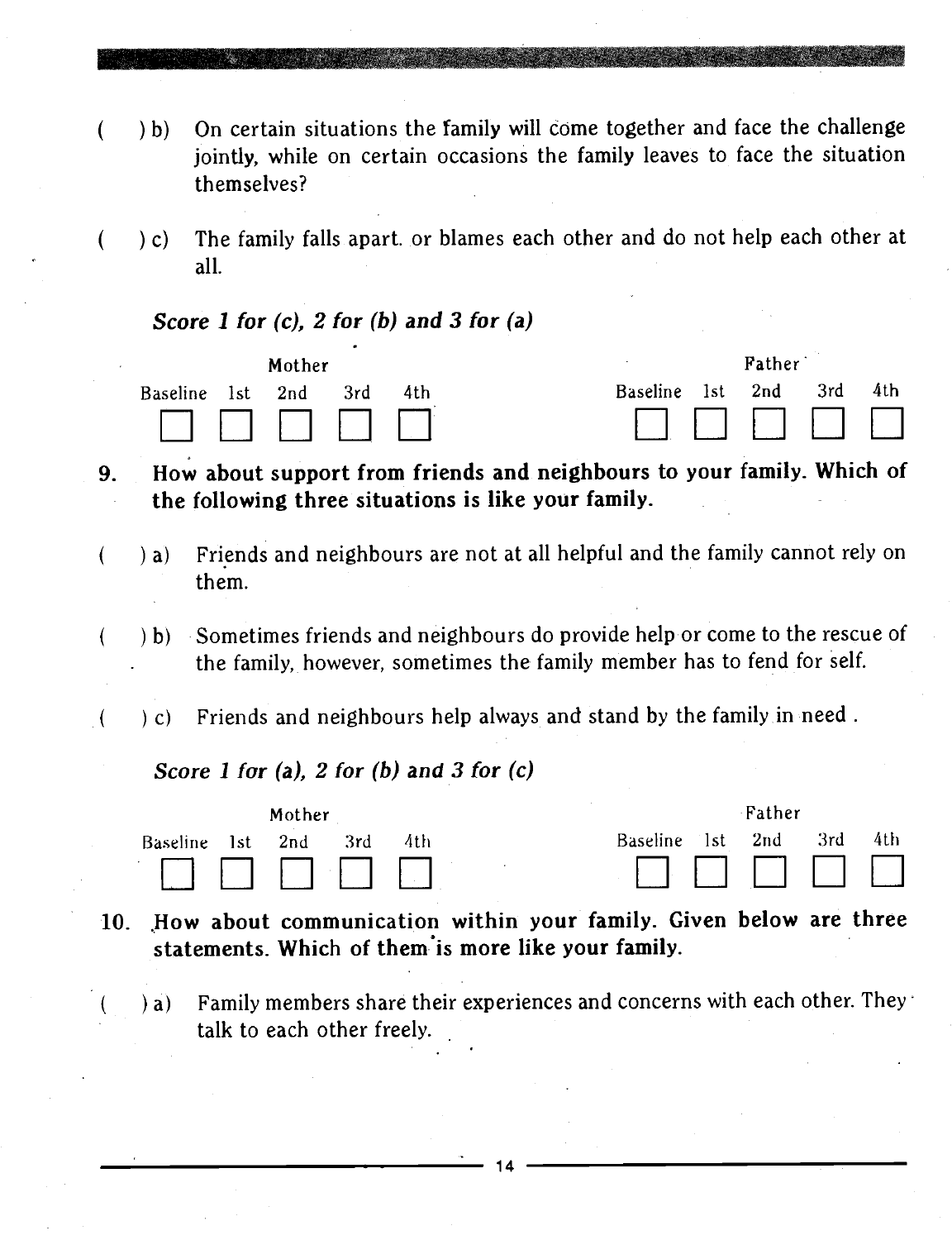( ) b) On certain situations the family will come together and face the challenge jointly, while on certain occasions the family leaves to face the situation themselves?

( ) c) The family falls apart. or blames each other and do not help each other at all.

***Score 1 for (c), 2 for (b) and 3 for (a)***

| Mother | | | | | Father | | | | |
|---|---|---|---|---|---|---|---|---|---|
| Baseline | 1st | 2nd | 3rd | 4th | Baseline | 1st | 2nd | 3rd | 4th |
| ☐ | ☐ | ☐ | ☐ | ☐ | ☐ | ☐ | ☐ | ☐ | ☐ |

**9. How about support from friends and neighbours to your family. Which of the following three situations is like your family.**

( ) a) Friends and neighbours are not at all helpful and the family cannot rely on them.

( ) b) Sometimes friends and neighbours do provide help or come to the rescue of the family, however, sometimes the family member has to fend for self.

( ) c) Friends and neighbours help always and stand by the family in need .

***Score 1 for (a), 2 for (b) and 3 for (c)***

| Mother | | | | | Father | | | | |
|---|---|---|---|---|---|---|---|---|---|
| Baseline | 1st | 2nd | 3rd | 4th | Baseline | 1st | 2nd | 3rd | 4th |
| ☐ | ☐ | ☐ | ☐ | ☐ | ☐ | ☐ | ☐ | ☐ | ☐ |

**10. How about communication within your family. Given below are three statements. Which of them is more like your family.**

( ) a) Family members share their experiences and concerns with each other. They talk to each other freely.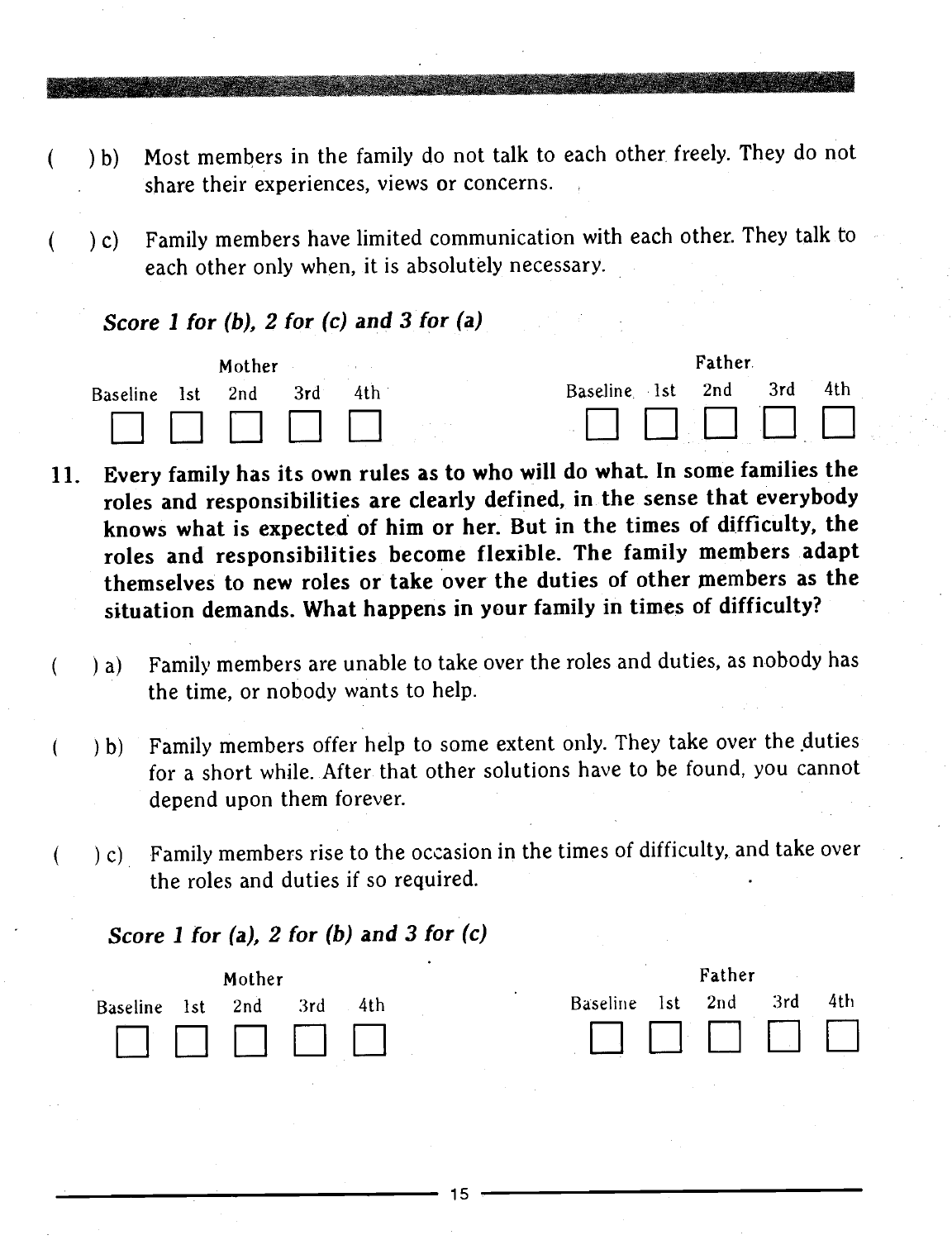( ) b) Most members in the family do not talk to each other freely. They do not share their experiences, views or concerns.

( ) c) Family members have limited communication with each other. They talk to each other only when, it is absolutely necessary.

***Score 1 for (b), 2 for (c) and 3 for (a)***

| Mother | | | | | Father | | | | |
|---|---|---|---|---|---|---|---|---|---|
| Baseline | 1st | 2nd | 3rd | 4th | Baseline | 1st | 2nd | 3rd | 4th |
| ☐ | ☐ | ☐ | ☐ | ☐ | ☐ | ☐ | ☐ | ☐ | ☐ |

**11. Every family has its own rules as to who will do what. In some families the roles and responsibilities are clearly defined, in the sense that everybody knows what is expected of him or her. But in the times of difficulty, the roles and responsibilities become flexible. The family members adapt themselves to new roles or take over the duties of other members as the situation demands. What happens in your family in times of difficulty?**

( ) a) Family members are unable to take over the roles and duties, as nobody has the time, or nobody wants to help.

( ) b) Family members offer help to some extent only. They take over the duties for a short while. After that other solutions have to be found, you cannot depend upon them forever.

( ) c) Family members rise to the occasion in the times of difficulty, and take over the roles and duties if so required.

***Score 1 for (a), 2 for (b) and 3 for (c)***

| Mother | | | | | Father | | | | |
|---|---|---|---|---|---|---|---|---|---|
| Baseline | 1st | 2nd | 3rd | 4th | Baseline | 1st | 2nd | 3rd | 4th |
| ☐ | ☐ | ☐ | ☐ | ☐ | ☐ | ☐ | ☐ | ☐ | ☐ |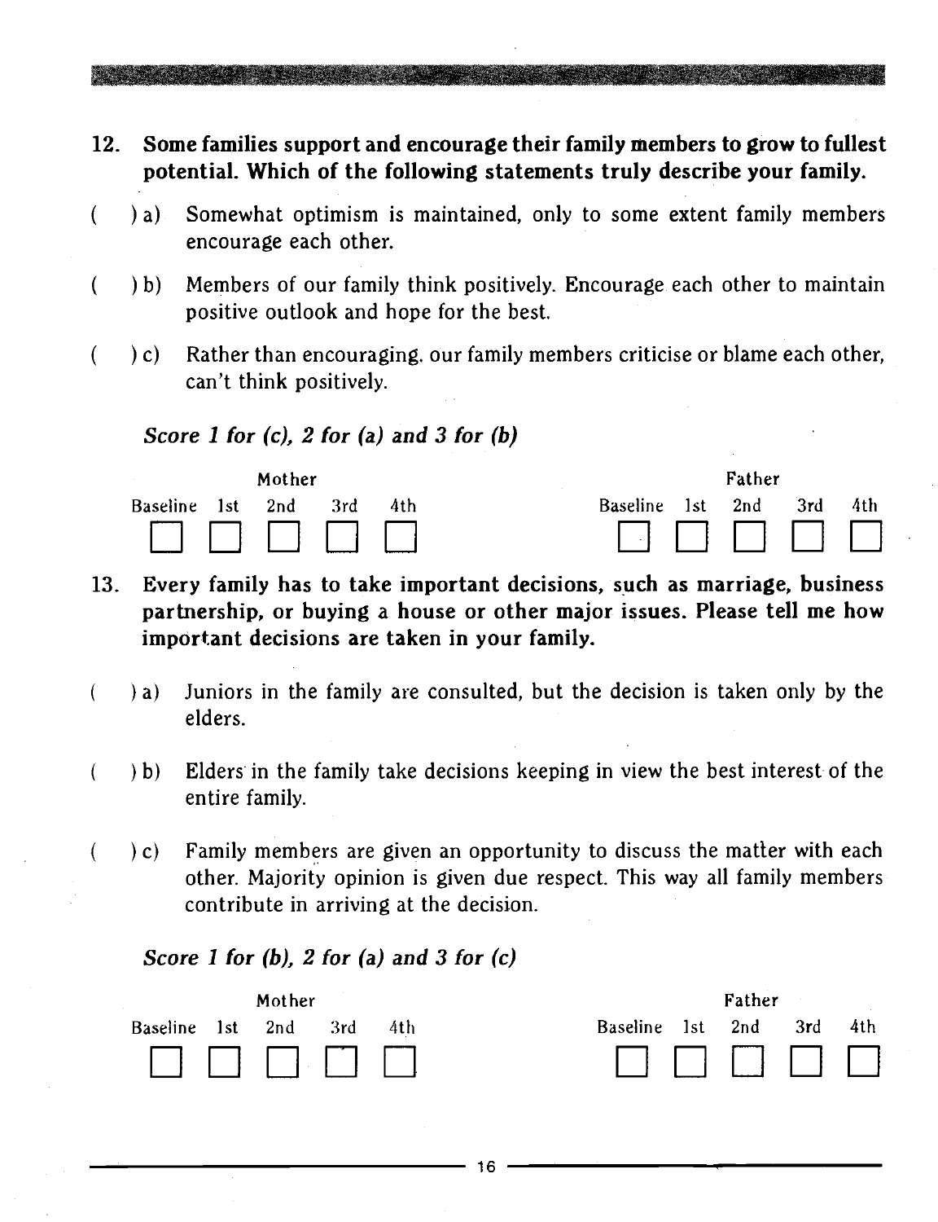**12. Some families support and encourage their family members to grow to fullest potential. Which of the following statements truly describe your family.**

( ) a) Somewhat optimism is maintained, only to some extent family members encourage each other.

( ) b) Members of our family think positively. Encourage each other to maintain positive outlook and hope for the best.

( ) c) Rather than encouraging, our family members criticise or blame each other, can't think positively.

*Score 1 for (c), 2 for (a) and 3 for (b)*

| Mother | | | | | Father | | | | |
|---|---|---|---|---|---|---|---|---|---|
| Baseline | 1st | 2nd | 3rd | 4th | Baseline | 1st | 2nd | 3rd | 4th |
| ☐ | ☐ | ☐ | ☐ | ☐ | ☐ | ☐ | ☐ | ☐ | ☐ |

**13. Every family has to take important decisions, such as marriage, business partnership, or buying a house or other major issues. Please tell me how important decisions are taken in your family.**

( ) a) Juniors in the family are consulted, but the decision is taken only by the elders.

( ) b) Elders in the family take decisions keeping in view the best interest of the entire family.

( ) c) Family members are given an opportunity to discuss the matter with each other. Majority opinion is given due respect. This way all family members contribute in arriving at the decision.

*Score 1 for (b), 2 for (a) and 3 for (c)*

| Mother | | | | | Father | | | | |
|---|---|---|---|---|---|---|---|---|---|
| Baseline | 1st | 2nd | 3rd | 4th | Baseline | 1st | 2nd | 3rd | 4th |
| ☐ | ☐ | ☐ | ☐ | ☐ | ☐ | ☐ | ☐ | ☐ | ☐ |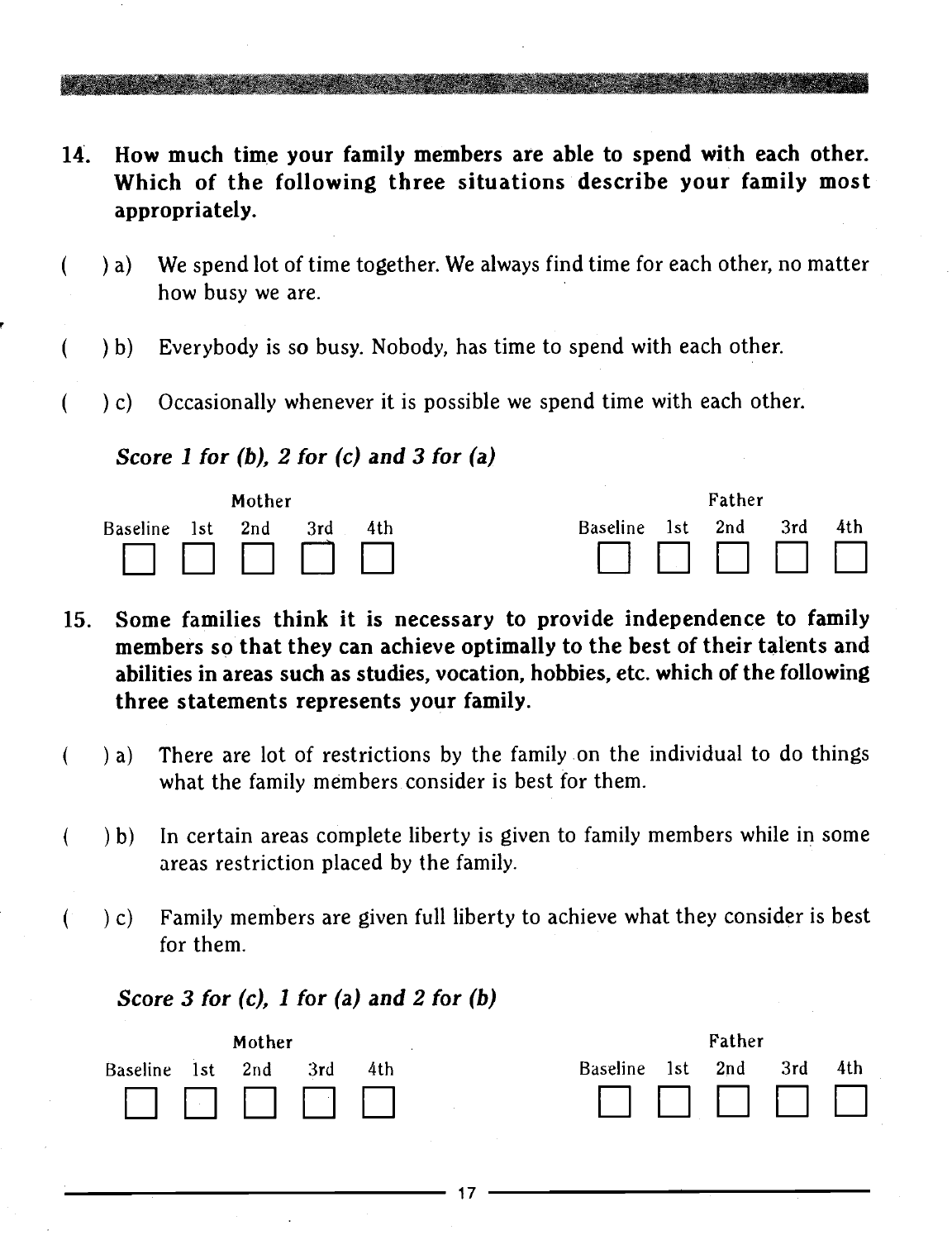**14. How much time your family members are able to spend with each other. Which of the following three situations describe your family most appropriately.**

( ) a) We spend lot of time together. We always find time for each other, no matter how busy we are.

( ) b) Everybody is so busy. Nobody, has time to spend with each other.

( ) c) Occasionally whenever it is possible we spend time with each other.

***Score 1 for (b), 2 for (c) and 3 for (a)***

| Mother | | | | | Father | | | | |
|---|---|---|---|---|---|---|---|---|---|
| Baseline | 1st | 2nd | 3rd | 4th | Baseline | 1st | 2nd | 3rd | 4th |
| ☐ | ☐ | ☐ | ☐ | ☐ | ☐ | ☐ | ☐ | ☐ | ☐ |

**15. Some families think it is necessary to provide independence to family members so that they can achieve optimally to the best of their talents and abilities in areas such as studies, vocation, hobbies, etc. which of the following three statements represents your family.**

( ) a) There are lot of restrictions by the family on the individual to do things what the family members consider is best for them.

( ) b) In certain areas complete liberty is given to family members while in some areas restriction placed by the family.

( ) c) Family members are given full liberty to achieve what they consider is best for them.

***Score 3 for (c), 1 for (a) and 2 for (b)***

| Mother | | | | | Father | | | | |
|---|---|---|---|---|---|---|---|---|---|
| Baseline | 1st | 2nd | 3rd | 4th | Baseline | 1st | 2nd | 3rd | 4th |
| ☐ | ☐ | ☐ | ☐ | ☐ | ☐ | ☐ | ☐ | ☐ | ☐ |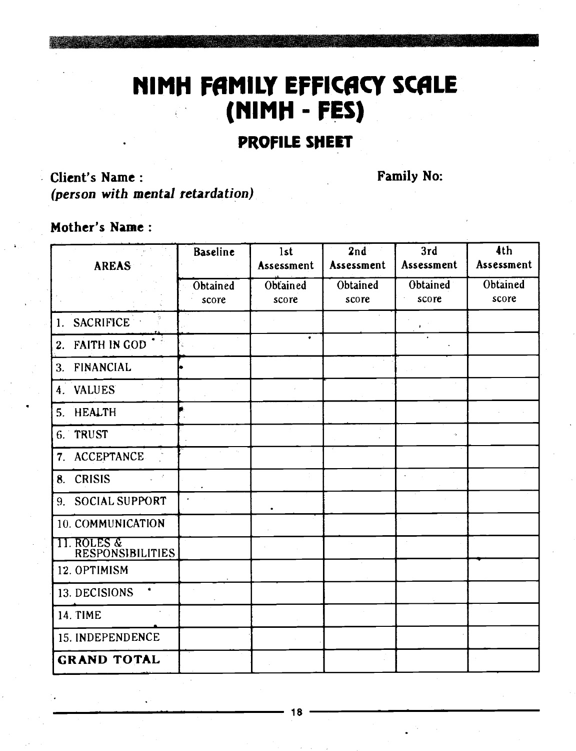# NIMH FAMILY EFFICACY SCALE (NIMH - FES)

## PROFILE SHEET

**Client's Name :** **Family No:**
*(person with mental retardation)*

**Mother's Name :**

| AREAS | Baseline | 1st Assessment | 2nd Assessment | 3rd Assessment | 4th Assessment |
|---|---|---|---|---|---|
| | Obtained score | Obtained score | Obtained score | Obtained score | Obtained score |
| 1. SACRIFICE | | | | | |
| 2. FAITH IN GOD | | | | | |
| 3. FINANCIAL | | | | | |
| 4. VALUES | | | | | |
| 5. HEALTH | | | | | |
| 6. TRUST | | | | | |
| 7. ACCEPTANCE | | | | | |
| 8. CRISIS | | | | | |
| 9. SOCIAL SUPPORT | | | | | |
| 10. COMMUNICATION | | | | | |
| 11. ROLES & RESPONSIBILITIES | | | | | |
| 12. OPTIMISM | | | | | |
| 13. DECISIONS | | | | | |
| 14. TIME | | | | | |
| 15. INDEPENDENCE | | | | | |
| **GRAND TOTAL** | | | | | |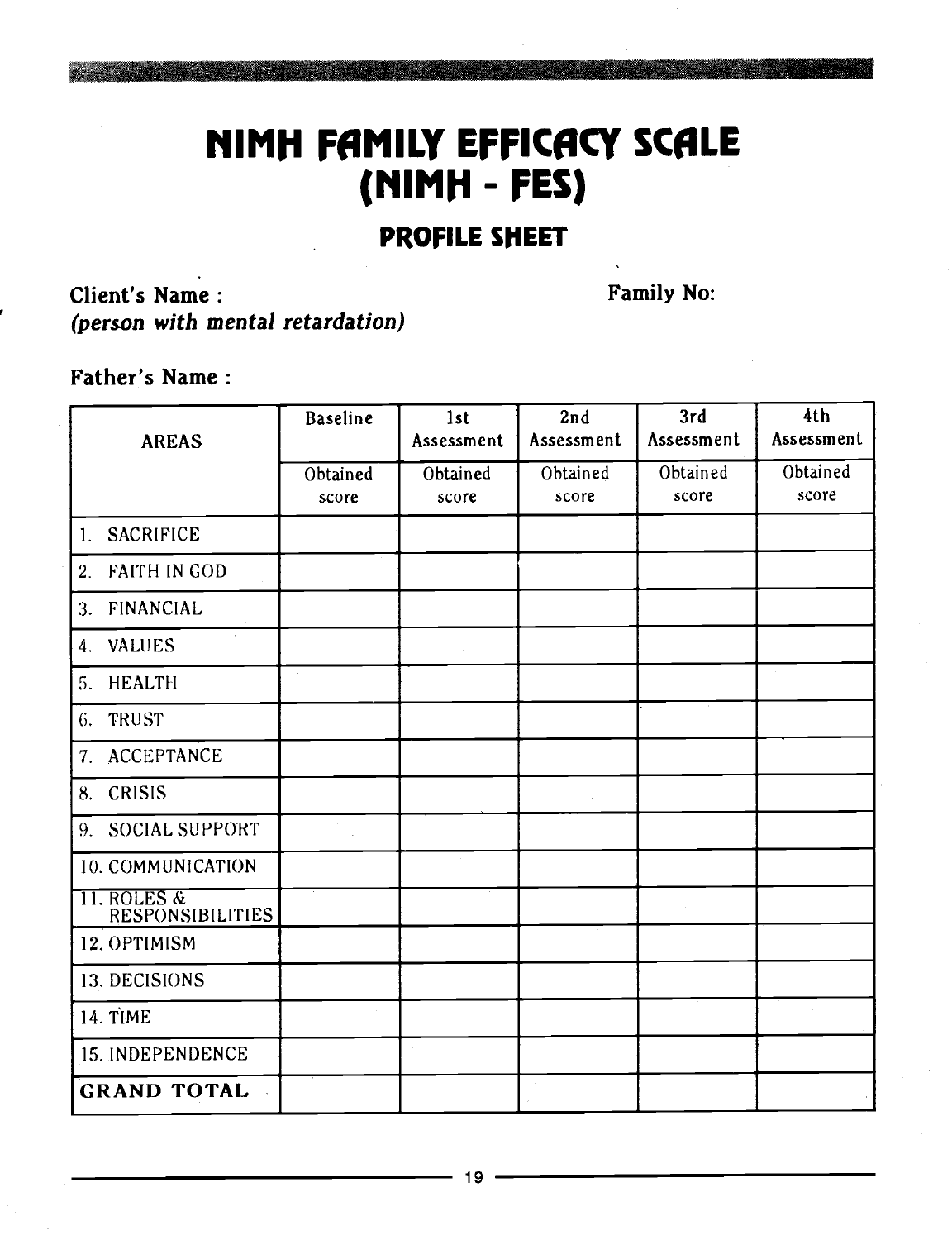# NIMH FAMILY EFFICACY SCALE (NIMH - FES)

## PROFILE SHEET

**Client's Name :** **Family No:**
***(person with mental retardation)***

**Father's Name :**

| AREAS | Baseline | 1st Assessment | 2nd Assessment | 3rd Assessment | 4th Assessment |
|---|---|---|---|---|---|
| | Obtained score | Obtained score | Obtained score | Obtained score | Obtained score |
| 1. SACRIFICE | | | | | |
| 2. FAITH IN GOD | | | | | |
| 3. FINANCIAL | | | | | |
| 4. VALUES | | | | | |
| 5. HEALTH | | | | | |
| 6. TRUST | | | | | |
| 7. ACCEPTANCE | | | | | |
| 8. CRISIS | | | | | |
| 9. SOCIAL SUPPORT | | | | | |
| 10. COMMUNICATION | | | | | |
| 11. ROLES & RESPONSIBILITIES | | | | | |
| 12. OPTIMISM | | | | | |
| 13. DECISIONS | | | | | |
| 14. TIME | | | | | |
| 15. INDEPENDENCE | | | | | |
| **GRAND TOTAL** | | | | | |